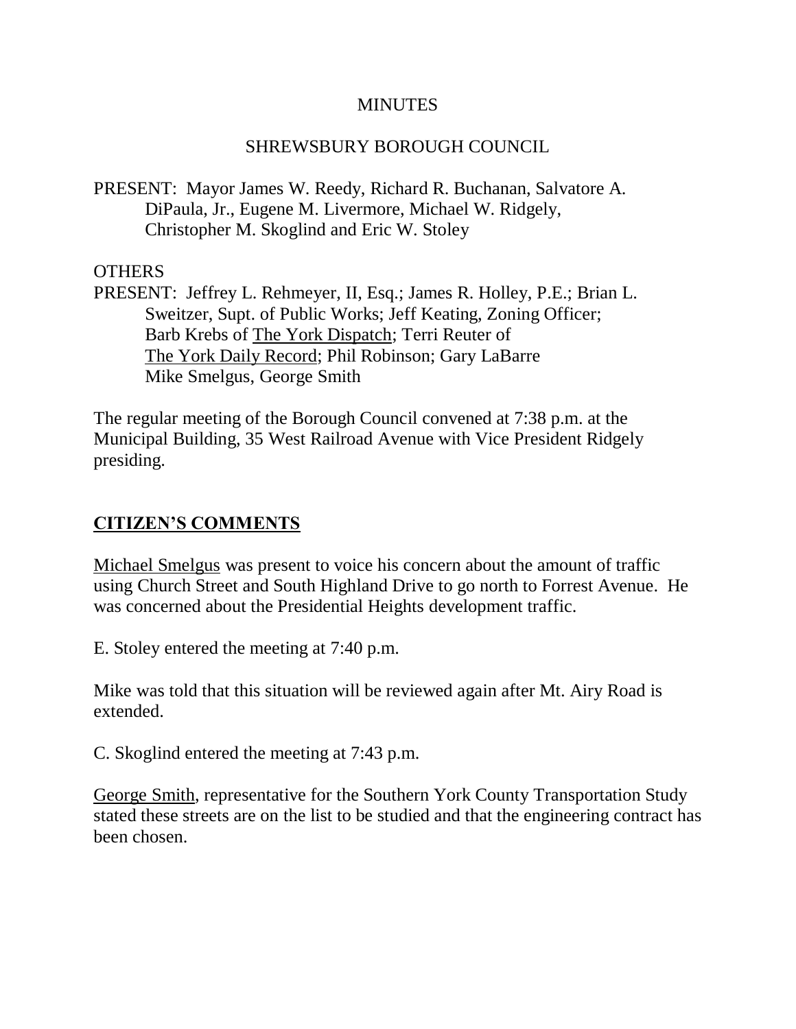# MINUTES

## SHREWSBURY BOROUGH COUNCIL

PRESENT: Mayor James W. Reedy, Richard R. Buchanan, Salvatore A. DiPaula, Jr., Eugene M. Livermore, Michael W. Ridgely, Christopher M. Skoglind and Eric W. Stoley

OTHERS
PRESENT: Jeffrey L. Rehmeyer, II, Esq.; James R. Holley, P.E.; Brian L. Sweitzer, Supt. of Public Works; Jeff Keating, Zoning Officer; Barb Krebs of The York Dispatch; Terri Reuter of The York Daily Record; Phil Robinson; Gary LaBarre Mike Smelgus, George Smith

The regular meeting of the Borough Council convened at 7:38 p.m. at the Municipal Building, 35 West Railroad Avenue with Vice President Ridgely presiding.

## CITIZEN'S COMMENTS

Michael Smelgus was present to voice his concern about the amount of traffic using Church Street and South Highland Drive to go north to Forrest Avenue. He was concerned about the Presidential Heights development traffic.

E. Stoley entered the meeting at 7:40 p.m.

Mike was told that this situation will be reviewed again after Mt. Airy Road is extended.

C. Skoglind entered the meeting at 7:43 p.m.

George Smith, representative for the Southern York County Transportation Study stated these streets are on the list to be studied and that the engineering contract has been chosen.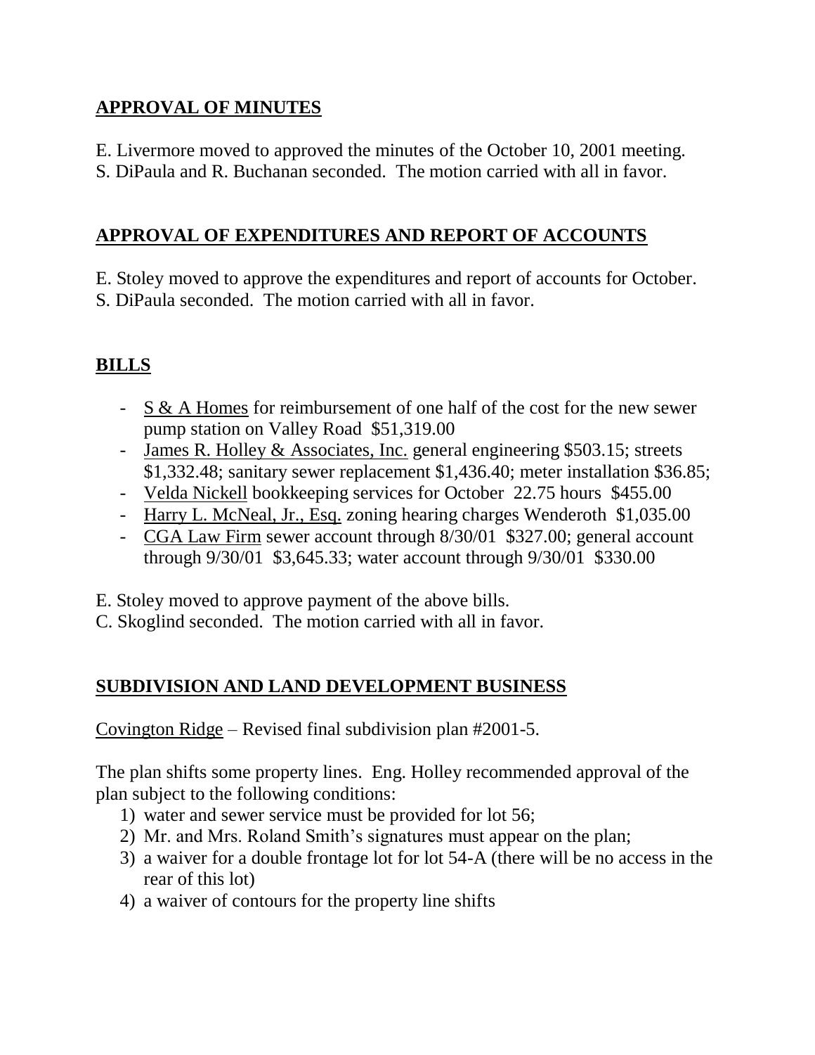## **APPROVAL OF MINUTES**

E. Livermore moved to approved the minutes of the October 10, 2001 meeting.
S. DiPaula and R. Buchanan seconded. The motion carried with all in favor.

## **APPROVAL OF EXPENDITURES AND REPORT OF ACCOUNTS**

E. Stoley moved to approve the expenditures and report of accounts for October.
S. DiPaula seconded. The motion carried with all in favor.

## **BILLS**

- S & A Homes for reimbursement of one half of the cost for the new sewer pump station on Valley Road $51,319.00
- James R. Holley & Associates, Inc. general engineering $503.15; streets $1,332.48; sanitary sewer replacement $1,436.40; meter installation $36.85;
- Velda Nickell bookkeeping services for October 22.75 hours $455.00
- Harry L. McNeal, Jr., Esq. zoning hearing charges Wenderoth $1,035.00
- CGA Law Firm sewer account through 8/30/01 $327.00; general account through 9/30/01 $3,645.33; water account through 9/30/01 $330.00

E. Stoley moved to approve payment of the above bills.
C. Skoglind seconded. The motion carried with all in favor.

## **SUBDIVISION AND LAND DEVELOPMENT BUSINESS**

Covington Ridge – Revised final subdivision plan #2001-5.

The plan shifts some property lines. Eng. Holley recommended approval of the plan subject to the following conditions:

1) water and sewer service must be provided for lot 56;
2) Mr. and Mrs. Roland Smith's signatures must appear on the plan;
3) a waiver for a double frontage lot for lot 54-A (there will be no access in the rear of this lot)
4) a waiver of contours for the property line shifts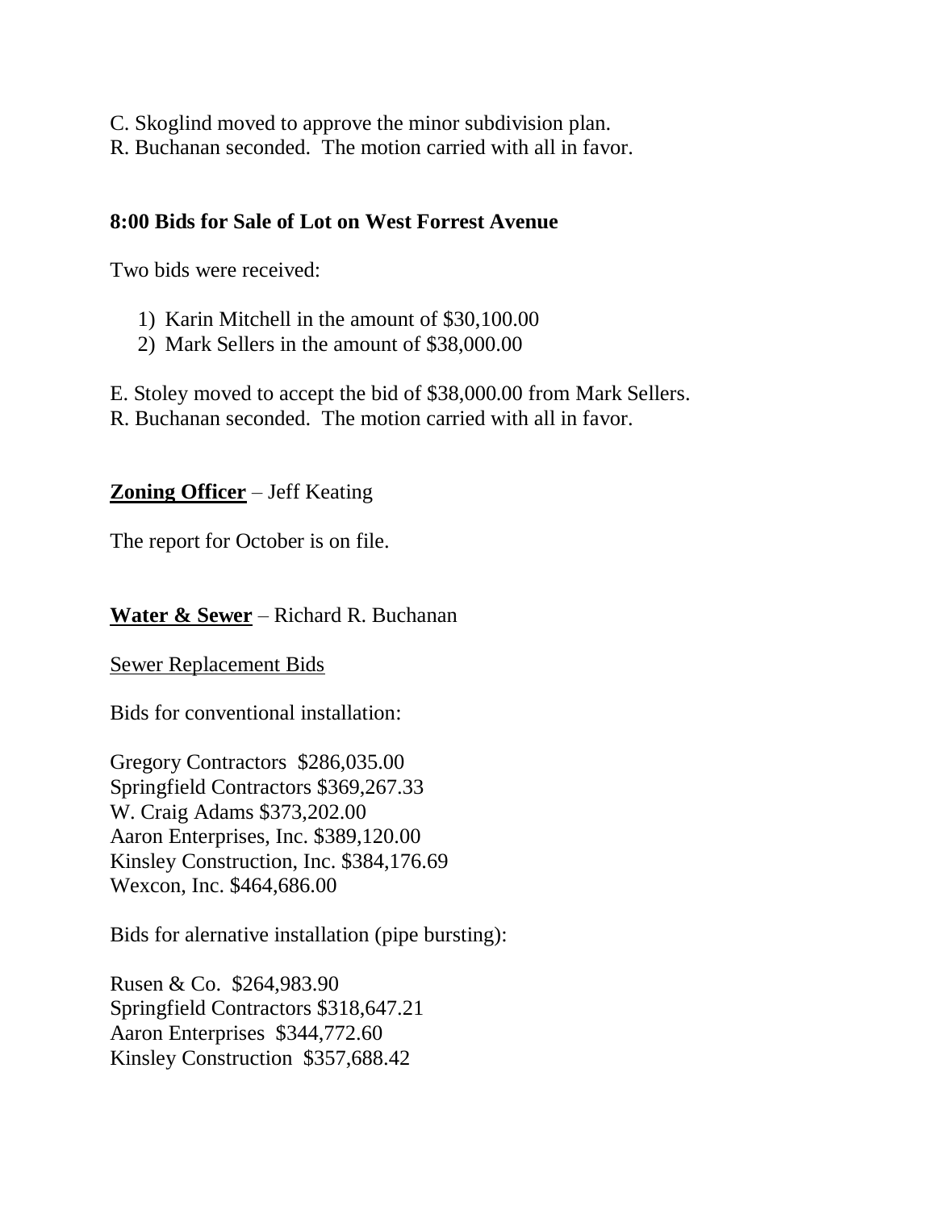C. Skoglind moved to approve the minor subdivision plan.
R. Buchanan seconded. The motion carried with all in favor.

**8:00 Bids for Sale of Lot on West Forrest Avenue**

Two bids were received:

1) Karin Mitchell in the amount of $30,100.00
2) Mark Sellers in the amount of $38,000.00

E. Stoley moved to accept the bid of $38,000.00 from Mark Sellers.
R. Buchanan seconded. The motion carried with all in favor.

**Zoning Officer** – Jeff Keating

The report for October is on file.

**Water & Sewer** – Richard R. Buchanan

Sewer Replacement Bids

Bids for conventional installation:

Gregory Contractors $286,035.00
Springfield Contractors $369,267.33
W. Craig Adams $373,202.00
Aaron Enterprises, Inc. $389,120.00
Kinsley Construction, Inc. $384,176.69
Wexcon, Inc. $464,686.00

Bids for alernative installation (pipe bursting):

Rusen & Co. $264,983.90
Springfield Contractors $318,647.21
Aaron Enterprises $344,772.60
Kinsley Construction $357,688.42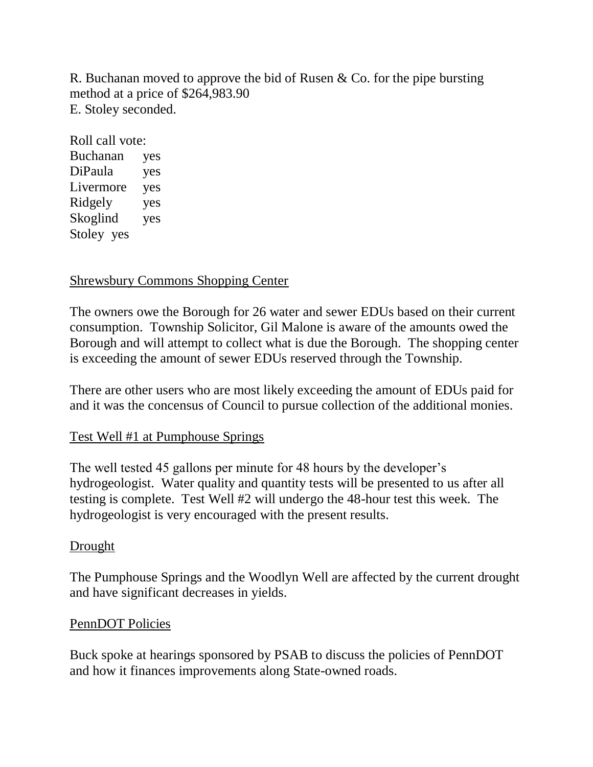R. Buchanan moved to approve the bid of Rusen & Co. for the pipe bursting method at a price of $264,983.90
E. Stoley seconded.

Roll call vote:
Buchanan yes
DiPaula yes
Livermore yes
Ridgely yes
Skoglind yes
Stoley yes

Shrewsbury Commons Shopping Center

The owners owe the Borough for 26 water and sewer EDUs based on their current consumption. Township Solicitor, Gil Malone is aware of the amounts owed the Borough and will attempt to collect what is due the Borough. The shopping center is exceeding the amount of sewer EDUs reserved through the Township.

There are other users who are most likely exceeding the amount of EDUs paid for and it was the concensus of Council to pursue collection of the additional monies.

Test Well #1 at Pumphouse Springs

The well tested 45 gallons per minute for 48 hours by the developer's hydrogeologist. Water quality and quantity tests will be presented to us after all testing is complete. Test Well #2 will undergo the 48-hour test this week. The hydrogeologist is very encouraged with the present results.

Drought

The Pumphouse Springs and the Woodlyn Well are affected by the current drought and have significant decreases in yields.

PennDOT Policies

Buck spoke at hearings sponsored by PSAB to discuss the policies of PennDOT and how it finances improvements along State-owned roads.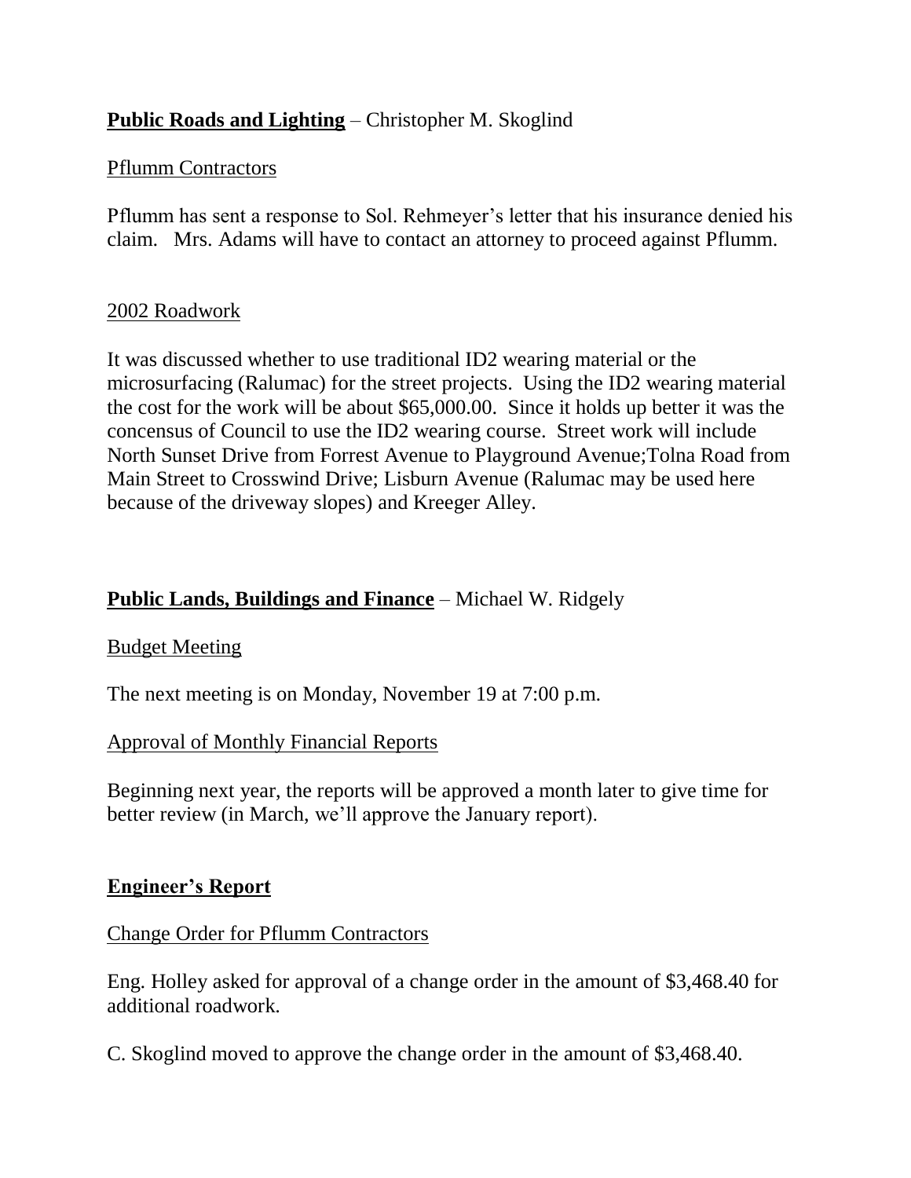**Public Roads and Lighting** – Christopher M. Skoglind

Pflumm Contractors

Pflumm has sent a response to Sol. Rehmeyer's letter that his insurance denied his claim. Mrs. Adams will have to contact an attorney to proceed against Pflumm.

2002 Roadwork

It was discussed whether to use traditional ID2 wearing material or the microsurfacing (Ralumac) for the street projects. Using the ID2 wearing material the cost for the work will be about $65,000.00. Since it holds up better it was the concensus of Council to use the ID2 wearing course. Street work will include North Sunset Drive from Forrest Avenue to Playground Avenue;Tolna Road from Main Street to Crosswind Drive; Lisburn Avenue (Ralumac may be used here because of the driveway slopes) and Kreeger Alley.

**Public Lands, Buildings and Finance** – Michael W. Ridgely

Budget Meeting

The next meeting is on Monday, November 19 at 7:00 p.m.

Approval of Monthly Financial Reports

Beginning next year, the reports will be approved a month later to give time for better review (in March, we'll approve the January report).

**Engineer's Report**

Change Order for Pflumm Contractors

Eng. Holley asked for approval of a change order in the amount of $3,468.40 for additional roadwork.

C. Skoglind moved to approve the change order in the amount of $3,468.40.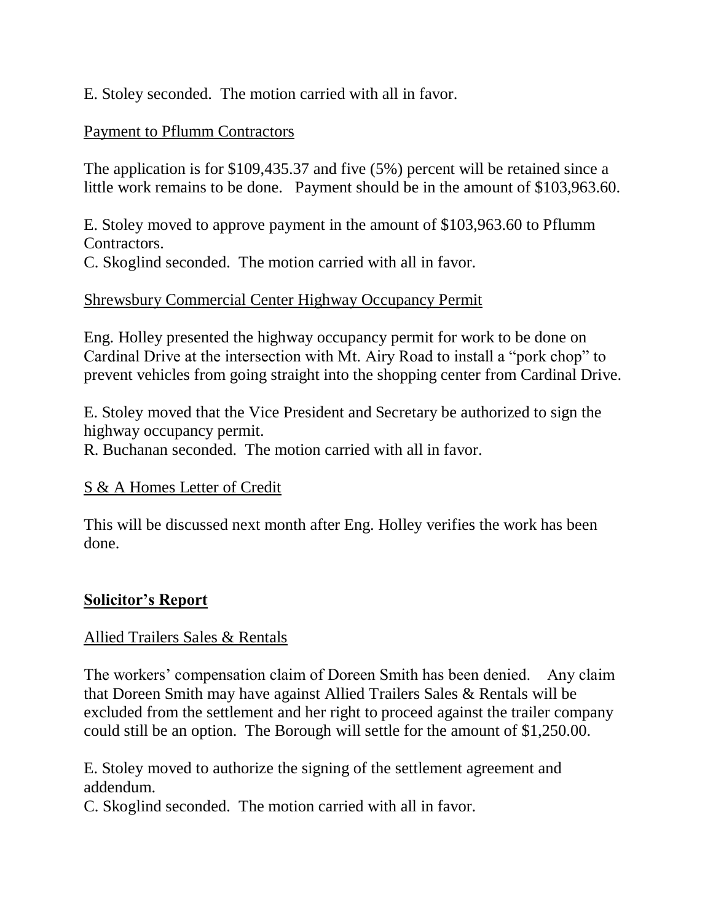E. Stoley seconded. The motion carried with all in favor.

Payment to Pflumm Contractors

The application is for $109,435.37 and five (5%) percent will be retained since a little work remains to be done. Payment should be in the amount of $103,963.60.

E. Stoley moved to approve payment in the amount of $103,963.60 to Pflumm Contractors.
C. Skoglind seconded. The motion carried with all in favor.

Shrewsbury Commercial Center Highway Occupancy Permit

Eng. Holley presented the highway occupancy permit for work to be done on Cardinal Drive at the intersection with Mt. Airy Road to install a "pork chop" to prevent vehicles from going straight into the shopping center from Cardinal Drive.

E. Stoley moved that the Vice President and Secretary be authorized to sign the highway occupancy permit.
R. Buchanan seconded. The motion carried with all in favor.

S & A Homes Letter of Credit

This will be discussed next month after Eng. Holley verifies the work has been done.

## Solicitor's Report

Allied Trailers Sales & Rentals

The workers' compensation claim of Doreen Smith has been denied. Any claim that Doreen Smith may have against Allied Trailers Sales & Rentals will be excluded from the settlement and her right to proceed against the trailer company could still be an option. The Borough will settle for the amount of $1,250.00.

E. Stoley moved to authorize the signing of the settlement agreement and addendum.
C. Skoglind seconded. The motion carried with all in favor.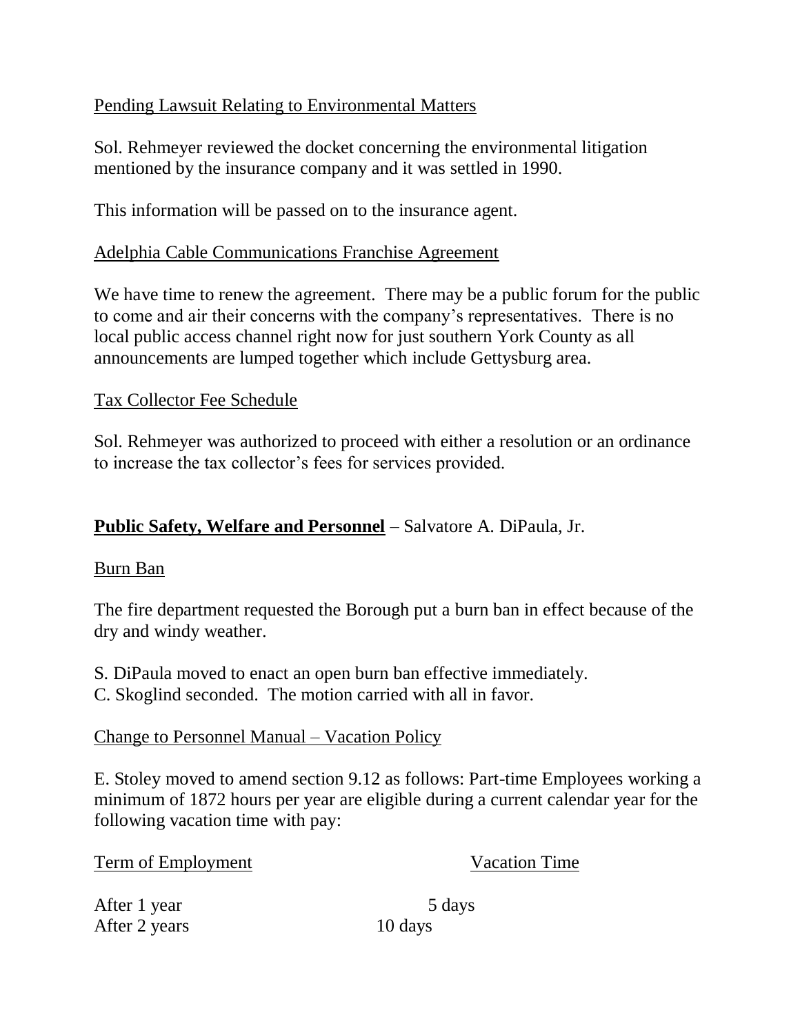Pending Lawsuit Relating to Environmental Matters

Sol. Rehmeyer reviewed the docket concerning the environmental litigation mentioned by the insurance company and it was settled in 1990.

This information will be passed on to the insurance agent.

Adelphia Cable Communications Franchise Agreement

We have time to renew the agreement. There may be a public forum for the public to come and air their concerns with the company's representatives. There is no local public access channel right now for just southern York County as all announcements are lumped together which include Gettysburg area.

Tax Collector Fee Schedule

Sol. Rehmeyer was authorized to proceed with either a resolution or an ordinance to increase the tax collector's fees for services provided.

**Public Safety, Welfare and Personnel** – Salvatore A. DiPaula, Jr.

Burn Ban

The fire department requested the Borough put a burn ban in effect because of the dry and windy weather.

S. DiPaula moved to enact an open burn ban effective immediately.
C. Skoglind seconded. The motion carried with all in favor.

Change to Personnel Manual – Vacation Policy

E. Stoley moved to amend section 9.12 as follows: Part-time Employees working a minimum of 1872 hours per year are eligible during a current calendar year for the following vacation time with pay:

| Term of Employment | Vacation Time |
|---|---|
| After 1 year | 5 days |
| After 2 years | 10 days |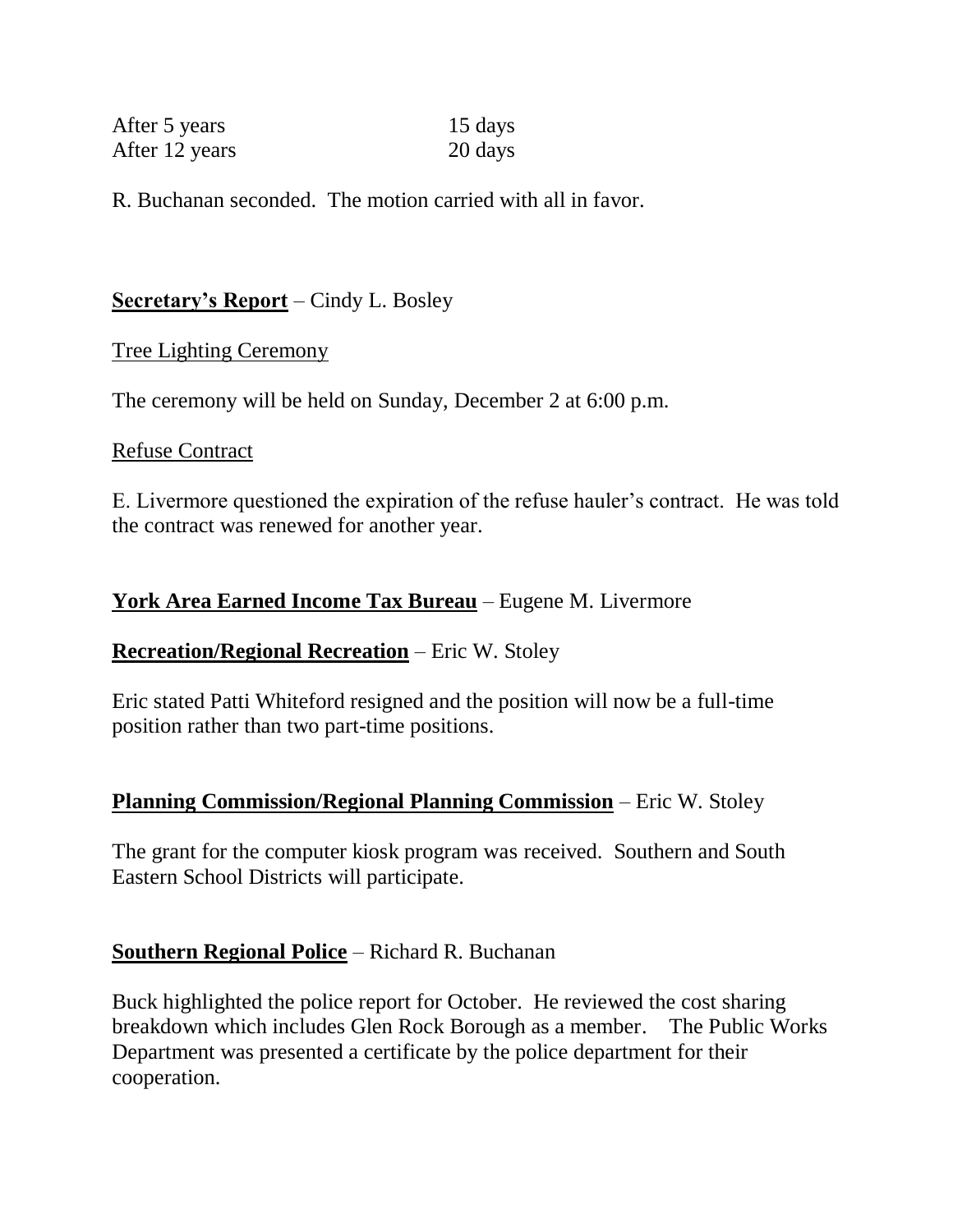| | |
|---|---|
| After 5 years | 15 days |
| After 12 years | 20 days |

R. Buchanan seconded. The motion carried with all in favor.

**Secretary's Report** – Cindy L. Bosley

Tree Lighting Ceremony

The ceremony will be held on Sunday, December 2 at 6:00 p.m.

Refuse Contract

E. Livermore questioned the expiration of the refuse hauler's contract. He was told the contract was renewed for another year.

**York Area Earned Income Tax Bureau** – Eugene M. Livermore

**Recreation/Regional Recreation** – Eric W. Stoley

Eric stated Patti Whiteford resigned and the position will now be a full-time position rather than two part-time positions.

**Planning Commission/Regional Planning Commission** – Eric W. Stoley

The grant for the computer kiosk program was received. Southern and South Eastern School Districts will participate.

**Southern Regional Police** – Richard R. Buchanan

Buck highlighted the police report for October. He reviewed the cost sharing breakdown which includes Glen Rock Borough as a member. The Public Works Department was presented a certificate by the police department for their cooperation.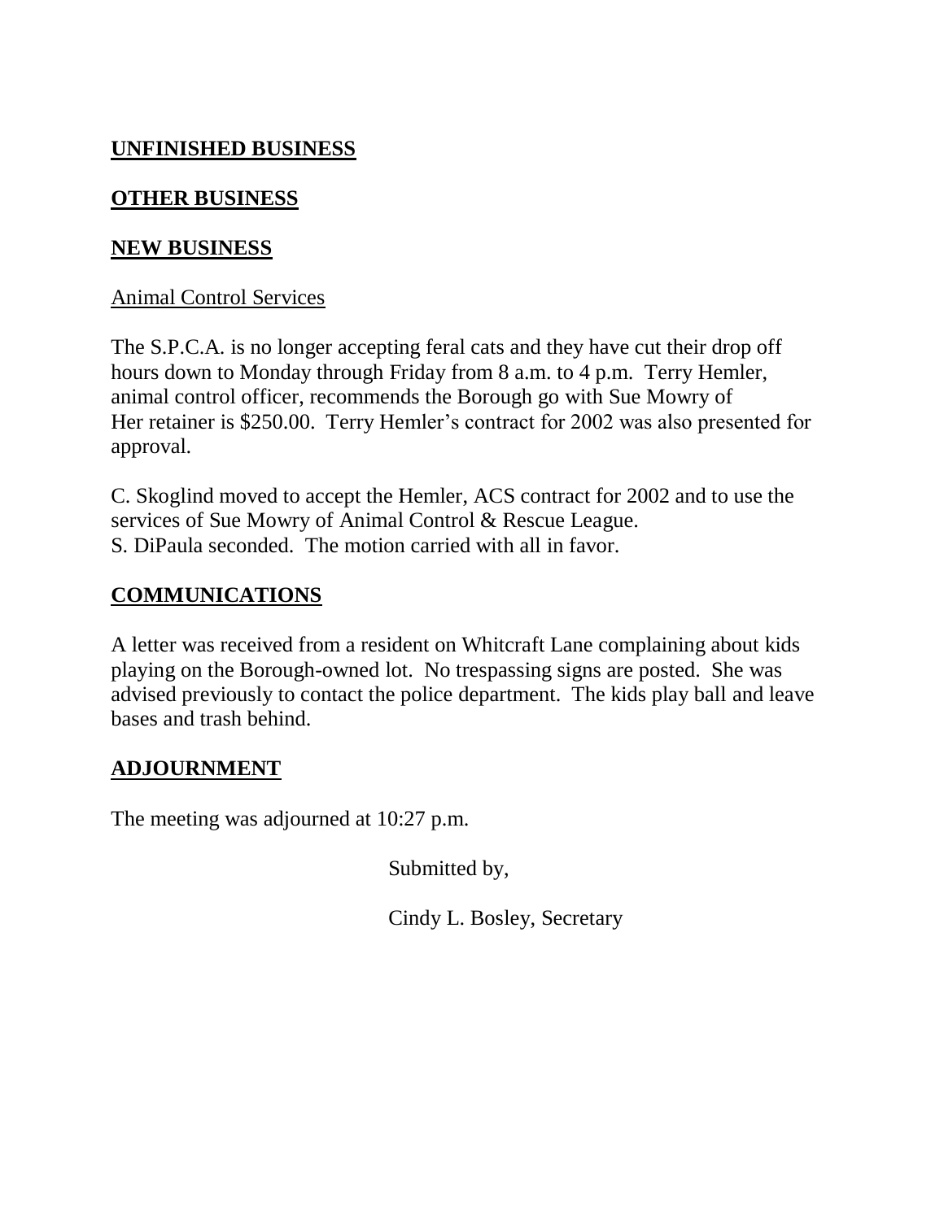**UNFINISHED BUSINESS**

**OTHER BUSINESS**

**NEW BUSINESS**

Animal Control Services

The S.P.C.A. is no longer accepting feral cats and they have cut their drop off hours down to Monday through Friday from 8 a.m. to 4 p.m. Terry Hemler, animal control officer, recommends the Borough go with Sue Mowry of Her retainer is $250.00. Terry Hemler's contract for 2002 was also presented for approval.

C. Skoglind moved to accept the Hemler, ACS contract for 2002 and to use the services of Sue Mowry of Animal Control & Rescue League. S. DiPaula seconded. The motion carried with all in favor.

**COMMUNICATIONS**

A letter was received from a resident on Whitcraft Lane complaining about kids playing on the Borough-owned lot. No trespassing signs are posted. She was advised previously to contact the police department. The kids play ball and leave bases and trash behind.

**ADJOURNMENT**

The meeting was adjourned at 10:27 p.m.

Submitted by,

Cindy L. Bosley, Secretary